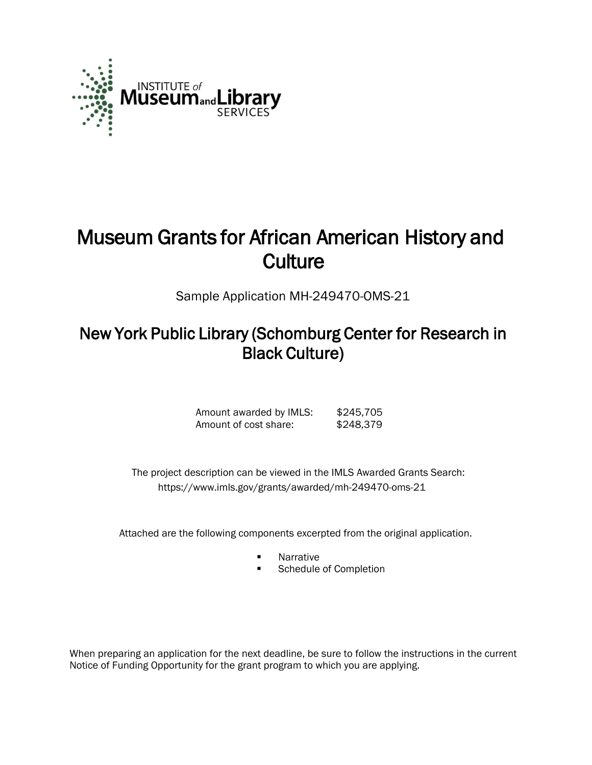INSTITUTE of Museum and Library SERVICES

# Museum Grants for African American History and Culture

Sample Application MH-249470-OMS-21

## New York Public Library (Schomburg Center for Research in Black Culture)

| | |
|---|---|
| Amount awarded by IMLS: | $245,705 |
| Amount of cost share: | $248,379 |

The project description can be viewed in the IMLS Awarded Grants Search: https://www.imls.gov/grants/awarded/mh-249470-oms-21

Attached are the following components excerpted from the original application.

- Narrative
- Schedule of Completion

When preparing an application for the next deadline, be sure to follow the instructions in the current Notice of Funding Opportunity for the grant program to which you are applying.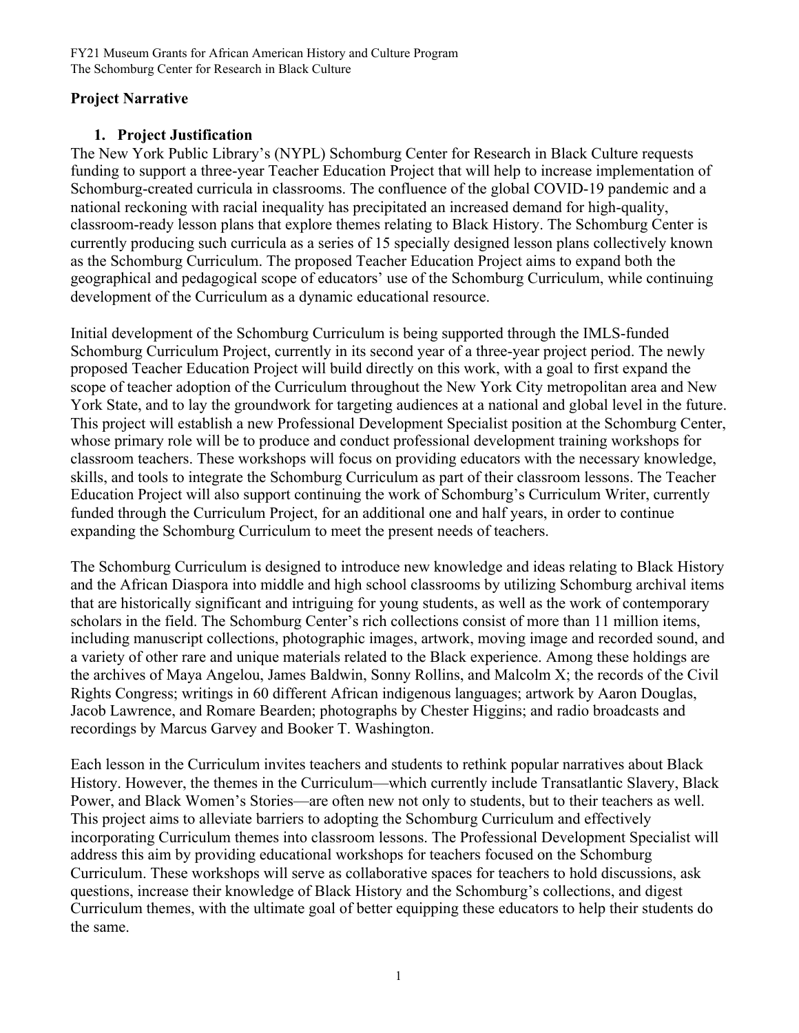## Project Narrative

### 1. Project Justification

The New York Public Library's (NYPL) Schomburg Center for Research in Black Culture requests funding to support a three-year Teacher Education Project that will help to increase implementation of Schomburg-created curricula in classrooms. The confluence of the global COVID-19 pandemic and a national reckoning with racial inequality has precipitated an increased demand for high-quality, classroom-ready lesson plans that explore themes relating to Black History. The Schomburg Center is currently producing such curricula as a series of 15 specially designed lesson plans collectively known as the Schomburg Curriculum. The proposed Teacher Education Project aims to expand both the geographical and pedagogical scope of educators' use of the Schomburg Curriculum, while continuing development of the Curriculum as a dynamic educational resource.

Initial development of the Schomburg Curriculum is being supported through the IMLS-funded Schomburg Curriculum Project, currently in its second year of a three-year project period. The newly proposed Teacher Education Project will build directly on this work, with a goal to first expand the scope of teacher adoption of the Curriculum throughout the New York City metropolitan area and New York State, and to lay the groundwork for targeting audiences at a national and global level in the future. This project will establish a new Professional Development Specialist position at the Schomburg Center, whose primary role will be to produce and conduct professional development training workshops for classroom teachers. These workshops will focus on providing educators with the necessary knowledge, skills, and tools to integrate the Schomburg Curriculum as part of their classroom lessons. The Teacher Education Project will also support continuing the work of Schomburg's Curriculum Writer, currently funded through the Curriculum Project, for an additional one and half years, in order to continue expanding the Schomburg Curriculum to meet the present needs of teachers.

The Schomburg Curriculum is designed to introduce new knowledge and ideas relating to Black History and the African Diaspora into middle and high school classrooms by utilizing Schomburg archival items that are historically significant and intriguing for young students, as well as the work of contemporary scholars in the field. The Schomburg Center's rich collections consist of more than 11 million items, including manuscript collections, photographic images, artwork, moving image and recorded sound, and a variety of other rare and unique materials related to the Black experience. Among these holdings are the archives of Maya Angelou, James Baldwin, Sonny Rollins, and Malcolm X; the records of the Civil Rights Congress; writings in 60 different African indigenous languages; artwork by Aaron Douglas, Jacob Lawrence, and Romare Bearden; photographs by Chester Higgins; and radio broadcasts and recordings by Marcus Garvey and Booker T. Washington.

Each lesson in the Curriculum invites teachers and students to rethink popular narratives about Black History. However, the themes in the Curriculum—which currently include Transatlantic Slavery, Black Power, and Black Women's Stories—are often new not only to students, but to their teachers as well. This project aims to alleviate barriers to adopting the Schomburg Curriculum and effectively incorporating Curriculum themes into classroom lessons. The Professional Development Specialist will address this aim by providing educational workshops for teachers focused on the Schomburg Curriculum. These workshops will serve as collaborative spaces for teachers to hold discussions, ask questions, increase their knowledge of Black History and the Schomburg's collections, and digest Curriculum themes, with the ultimate goal of better equipping these educators to help their students do the same.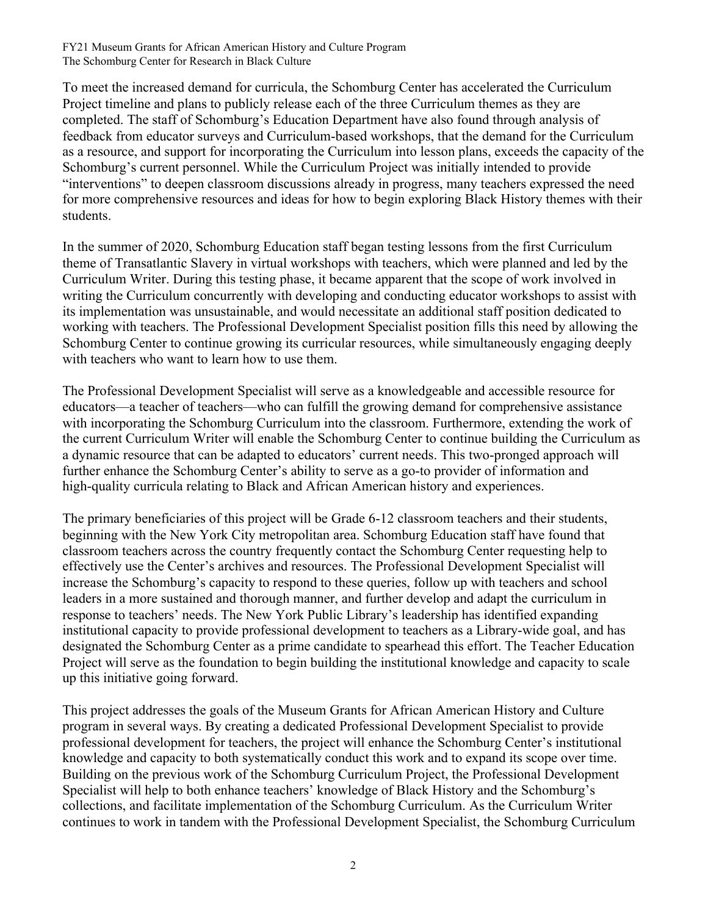To meet the increased demand for curricula, the Schomburg Center has accelerated the Curriculum Project timeline and plans to publicly release each of the three Curriculum themes as they are completed. The staff of Schomburg's Education Department have also found through analysis of feedback from educator surveys and Curriculum-based workshops, that the demand for the Curriculum as a resource, and support for incorporating the Curriculum into lesson plans, exceeds the capacity of the Schomburg's current personnel. While the Curriculum Project was initially intended to provide "interventions" to deepen classroom discussions already in progress, many teachers expressed the need for more comprehensive resources and ideas for how to begin exploring Black History themes with their students.

In the summer of 2020, Schomburg Education staff began testing lessons from the first Curriculum theme of Transatlantic Slavery in virtual workshops with teachers, which were planned and led by the Curriculum Writer. During this testing phase, it became apparent that the scope of work involved in writing the Curriculum concurrently with developing and conducting educator workshops to assist with its implementation was unsustainable, and would necessitate an additional staff position dedicated to working with teachers. The Professional Development Specialist position fills this need by allowing the Schomburg Center to continue growing its curricular resources, while simultaneously engaging deeply with teachers who want to learn how to use them.

The Professional Development Specialist will serve as a knowledgeable and accessible resource for educators—a teacher of teachers—who can fulfill the growing demand for comprehensive assistance with incorporating the Schomburg Curriculum into the classroom. Furthermore, extending the work of the current Curriculum Writer will enable the Schomburg Center to continue building the Curriculum as a dynamic resource that can be adapted to educators' current needs. This two-pronged approach will further enhance the Schomburg Center's ability to serve as a go-to provider of information and high-quality curricula relating to Black and African American history and experiences.

The primary beneficiaries of this project will be Grade 6-12 classroom teachers and their students, beginning with the New York City metropolitan area. Schomburg Education staff have found that classroom teachers across the country frequently contact the Schomburg Center requesting help to effectively use the Center's archives and resources. The Professional Development Specialist will increase the Schomburg's capacity to respond to these queries, follow up with teachers and school leaders in a more sustained and thorough manner, and further develop and adapt the curriculum in response to teachers' needs. The New York Public Library's leadership has identified expanding institutional capacity to provide professional development to teachers as a Library-wide goal, and has designated the Schomburg Center as a prime candidate to spearhead this effort. The Teacher Education Project will serve as the foundation to begin building the institutional knowledge and capacity to scale up this initiative going forward.

This project addresses the goals of the Museum Grants for African American History and Culture program in several ways. By creating a dedicated Professional Development Specialist to provide professional development for teachers, the project will enhance the Schomburg Center's institutional knowledge and capacity to both systematically conduct this work and to expand its scope over time. Building on the previous work of the Schomburg Curriculum Project, the Professional Development Specialist will help to both enhance teachers' knowledge of Black History and the Schomburg's collections, and facilitate implementation of the Schomburg Curriculum. As the Curriculum Writer continues to work in tandem with the Professional Development Specialist, the Schomburg Curriculum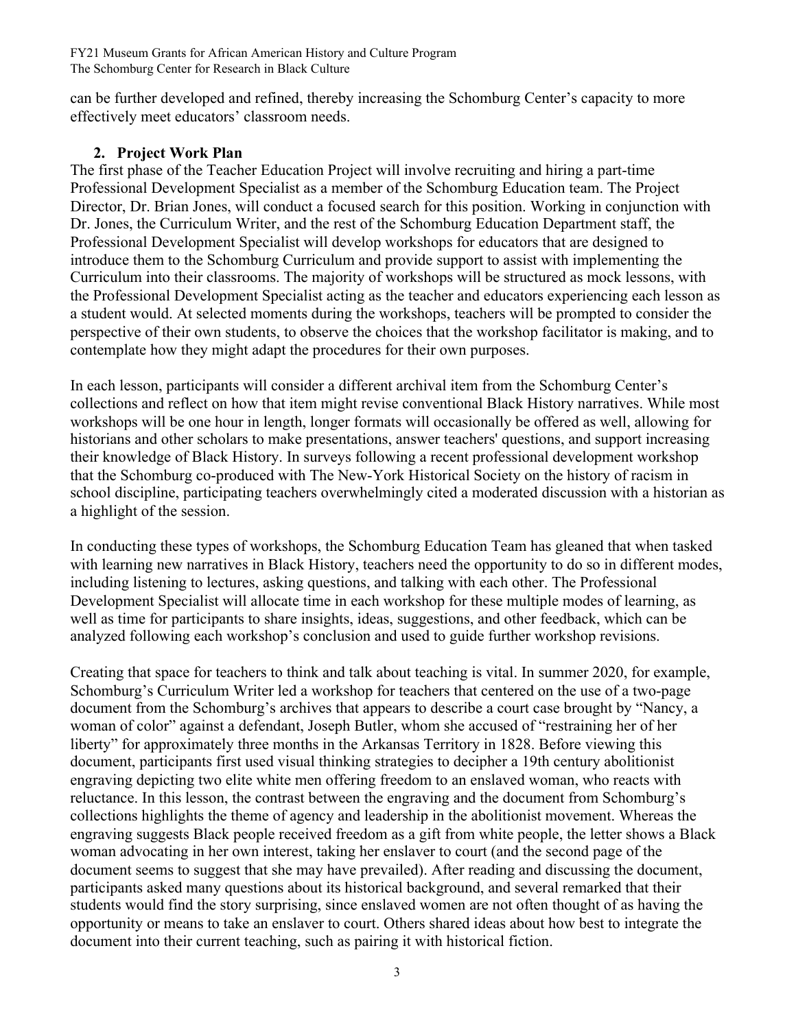can be further developed and refined, thereby increasing the Schomburg Center's capacity to more effectively meet educators' classroom needs.

## 2. Project Work Plan

The first phase of the Teacher Education Project will involve recruiting and hiring a part-time Professional Development Specialist as a member of the Schomburg Education team. The Project Director, Dr. Brian Jones, will conduct a focused search for this position. Working in conjunction with Dr. Jones, the Curriculum Writer, and the rest of the Schomburg Education Department staff, the Professional Development Specialist will develop workshops for educators that are designed to introduce them to the Schomburg Curriculum and provide support to assist with implementing the Curriculum into their classrooms. The majority of workshops will be structured as mock lessons, with the Professional Development Specialist acting as the teacher and educators experiencing each lesson as a student would. At selected moments during the workshops, teachers will be prompted to consider the perspective of their own students, to observe the choices that the workshop facilitator is making, and to contemplate how they might adapt the procedures for their own purposes.

In each lesson, participants will consider a different archival item from the Schomburg Center's collections and reflect on how that item might revise conventional Black History narratives. While most workshops will be one hour in length, longer formats will occasionally be offered as well, allowing for historians and other scholars to make presentations, answer teachers' questions, and support increasing their knowledge of Black History. In surveys following a recent professional development workshop that the Schomburg co-produced with The New-York Historical Society on the history of racism in school discipline, participating teachers overwhelmingly cited a moderated discussion with a historian as a highlight of the session.

In conducting these types of workshops, the Schomburg Education Team has gleaned that when tasked with learning new narratives in Black History, teachers need the opportunity to do so in different modes, including listening to lectures, asking questions, and talking with each other. The Professional Development Specialist will allocate time in each workshop for these multiple modes of learning, as well as time for participants to share insights, ideas, suggestions, and other feedback, which can be analyzed following each workshop's conclusion and used to guide further workshop revisions.

Creating that space for teachers to think and talk about teaching is vital. In summer 2020, for example, Schomburg's Curriculum Writer led a workshop for teachers that centered on the use of a two-page document from the Schomburg's archives that appears to describe a court case brought by "Nancy, a woman of color" against a defendant, Joseph Butler, whom she accused of "restraining her of her liberty" for approximately three months in the Arkansas Territory in 1828. Before viewing this document, participants first used visual thinking strategies to decipher a 19th century abolitionist engraving depicting two elite white men offering freedom to an enslaved woman, who reacts with reluctance. In this lesson, the contrast between the engraving and the document from Schomburg's collections highlights the theme of agency and leadership in the abolitionist movement. Whereas the engraving suggests Black people received freedom as a gift from white people, the letter shows a Black woman advocating in her own interest, taking her enslaver to court (and the second page of the document seems to suggest that she may have prevailed). After reading and discussing the document, participants asked many questions about its historical background, and several remarked that their students would find the story surprising, since enslaved women are not often thought of as having the opportunity or means to take an enslaver to court. Others shared ideas about how best to integrate the document into their current teaching, such as pairing it with historical fiction.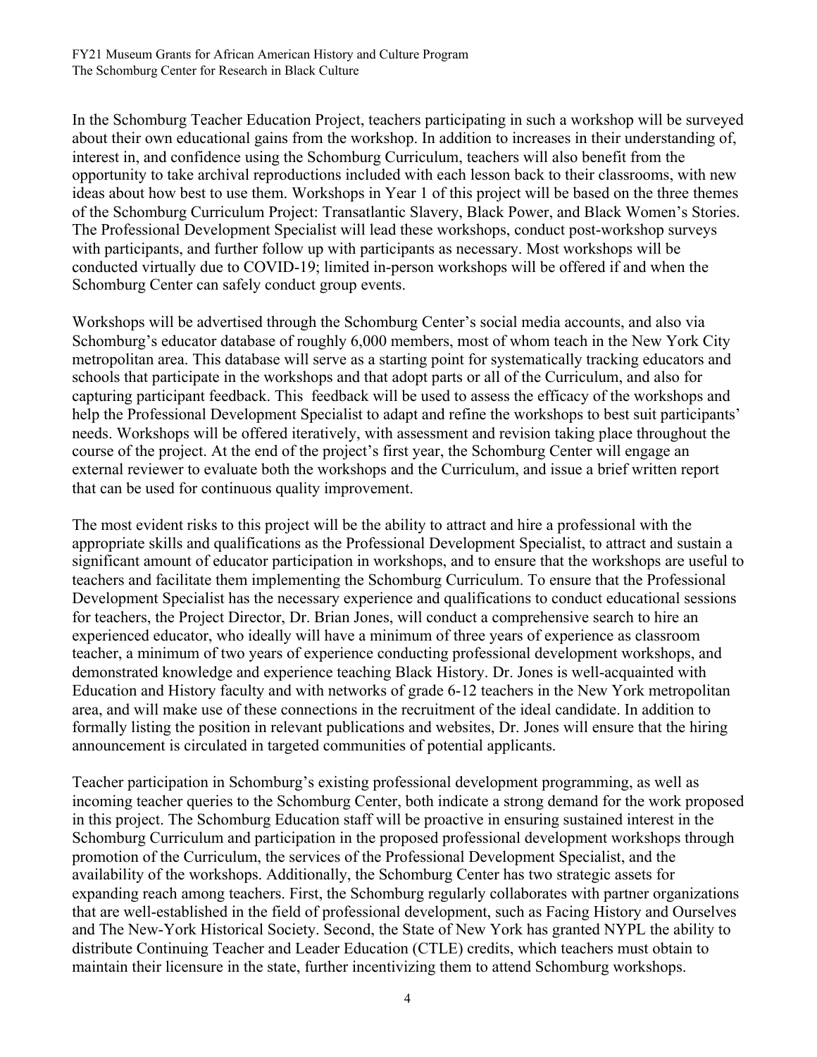In the Schomburg Teacher Education Project, teachers participating in such a workshop will be surveyed about their own educational gains from the workshop. In addition to increases in their understanding of, interest in, and confidence using the Schomburg Curriculum, teachers will also benefit from the opportunity to take archival reproductions included with each lesson back to their classrooms, with new ideas about how best to use them. Workshops in Year 1 of this project will be based on the three themes of the Schomburg Curriculum Project: Transatlantic Slavery, Black Power, and Black Women's Stories. The Professional Development Specialist will lead these workshops, conduct post-workshop surveys with participants, and further follow up with participants as necessary. Most workshops will be conducted virtually due to COVID-19; limited in-person workshops will be offered if and when the Schomburg Center can safely conduct group events.

Workshops will be advertised through the Schomburg Center's social media accounts, and also via Schomburg's educator database of roughly 6,000 members, most of whom teach in the New York City metropolitan area. This database will serve as a starting point for systematically tracking educators and schools that participate in the workshops and that adopt parts or all of the Curriculum, and also for capturing participant feedback. This feedback will be used to assess the efficacy of the workshops and help the Professional Development Specialist to adapt and refine the workshops to best suit participants' needs. Workshops will be offered iteratively, with assessment and revision taking place throughout the course of the project. At the end of the project's first year, the Schomburg Center will engage an external reviewer to evaluate both the workshops and the Curriculum, and issue a brief written report that can be used for continuous quality improvement.

The most evident risks to this project will be the ability to attract and hire a professional with the appropriate skills and qualifications as the Professional Development Specialist, to attract and sustain a significant amount of educator participation in workshops, and to ensure that the workshops are useful to teachers and facilitate them implementing the Schomburg Curriculum. To ensure that the Professional Development Specialist has the necessary experience and qualifications to conduct educational sessions for teachers, the Project Director, Dr. Brian Jones, will conduct a comprehensive search to hire an experienced educator, who ideally will have a minimum of three years of experience as classroom teacher, a minimum of two years of experience conducting professional development workshops, and demonstrated knowledge and experience teaching Black History. Dr. Jones is well-acquainted with Education and History faculty and with networks of grade 6-12 teachers in the New York metropolitan area, and will make use of these connections in the recruitment of the ideal candidate. In addition to formally listing the position in relevant publications and websites, Dr. Jones will ensure that the hiring announcement is circulated in targeted communities of potential applicants.

Teacher participation in Schomburg's existing professional development programming, as well as incoming teacher queries to the Schomburg Center, both indicate a strong demand for the work proposed in this project. The Schomburg Education staff will be proactive in ensuring sustained interest in the Schomburg Curriculum and participation in the proposed professional development workshops through promotion of the Curriculum, the services of the Professional Development Specialist, and the availability of the workshops. Additionally, the Schomburg Center has two strategic assets for expanding reach among teachers. First, the Schomburg regularly collaborates with partner organizations that are well-established in the field of professional development, such as Facing History and Ourselves and The New-York Historical Society. Second, the State of New York has granted NYPL the ability to distribute Continuing Teacher and Leader Education (CTLE) credits, which teachers must obtain to maintain their licensure in the state, further incentivizing them to attend Schomburg workshops.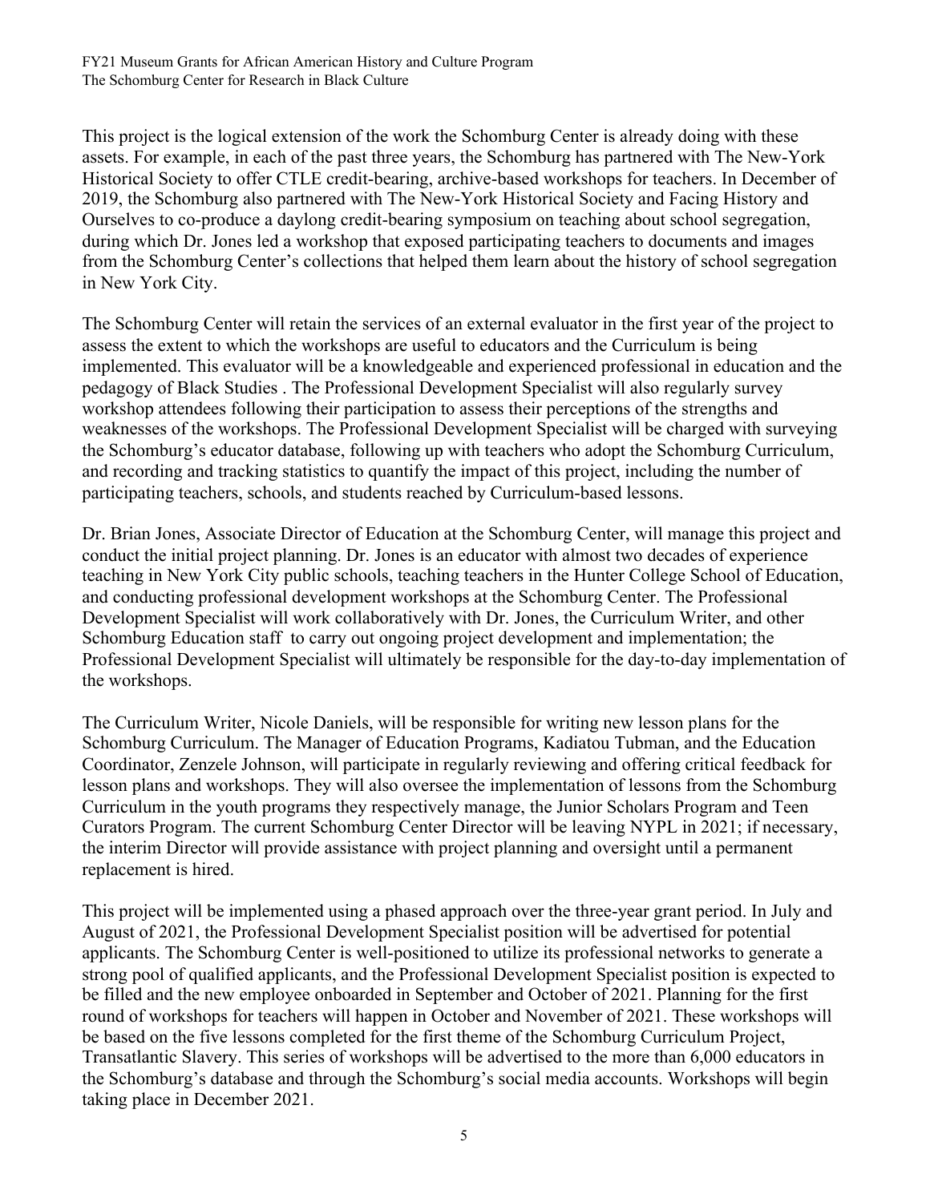This project is the logical extension of the work the Schomburg Center is already doing with these assets. For example, in each of the past three years, the Schomburg has partnered with The New-York Historical Society to offer CTLE credit-bearing, archive-based workshops for teachers. In December of 2019, the Schomburg also partnered with The New-York Historical Society and Facing History and Ourselves to co-produce a daylong credit-bearing symposium on teaching about school segregation, during which Dr. Jones led a workshop that exposed participating teachers to documents and images from the Schomburg Center's collections that helped them learn about the history of school segregation in New York City.

The Schomburg Center will retain the services of an external evaluator in the first year of the project to assess the extent to which the workshops are useful to educators and the Curriculum is being implemented. This evaluator will be a knowledgeable and experienced professional in education and the pedagogy of Black Studies . The Professional Development Specialist will also regularly survey workshop attendees following their participation to assess their perceptions of the strengths and weaknesses of the workshops. The Professional Development Specialist will be charged with surveying the Schomburg's educator database, following up with teachers who adopt the Schomburg Curriculum, and recording and tracking statistics to quantify the impact of this project, including the number of participating teachers, schools, and students reached by Curriculum-based lessons.

Dr. Brian Jones, Associate Director of Education at the Schomburg Center, will manage this project and conduct the initial project planning. Dr. Jones is an educator with almost two decades of experience teaching in New York City public schools, teaching teachers in the Hunter College School of Education, and conducting professional development workshops at the Schomburg Center. The Professional Development Specialist will work collaboratively with Dr. Jones, the Curriculum Writer, and other Schomburg Education staff to carry out ongoing project development and implementation; the Professional Development Specialist will ultimately be responsible for the day-to-day implementation of the workshops.

The Curriculum Writer, Nicole Daniels, will be responsible for writing new lesson plans for the Schomburg Curriculum. The Manager of Education Programs, Kadiatou Tubman, and the Education Coordinator, Zenzele Johnson, will participate in regularly reviewing and offering critical feedback for lesson plans and workshops. They will also oversee the implementation of lessons from the Schomburg Curriculum in the youth programs they respectively manage, the Junior Scholars Program and Teen Curators Program. The current Schomburg Center Director will be leaving NYPL in 2021; if necessary, the interim Director will provide assistance with project planning and oversight until a permanent replacement is hired.

This project will be implemented using a phased approach over the three-year grant period. In July and August of 2021, the Professional Development Specialist position will be advertised for potential applicants. The Schomburg Center is well-positioned to utilize its professional networks to generate a strong pool of qualified applicants, and the Professional Development Specialist position is expected to be filled and the new employee onboarded in September and October of 2021. Planning for the first round of workshops for teachers will happen in October and November of 2021. These workshops will be based on the five lessons completed for the first theme of the Schomburg Curriculum Project, Transatlantic Slavery. This series of workshops will be advertised to the more than 6,000 educators in the Schomburg's database and through the Schomburg's social media accounts. Workshops will begin taking place in December 2021.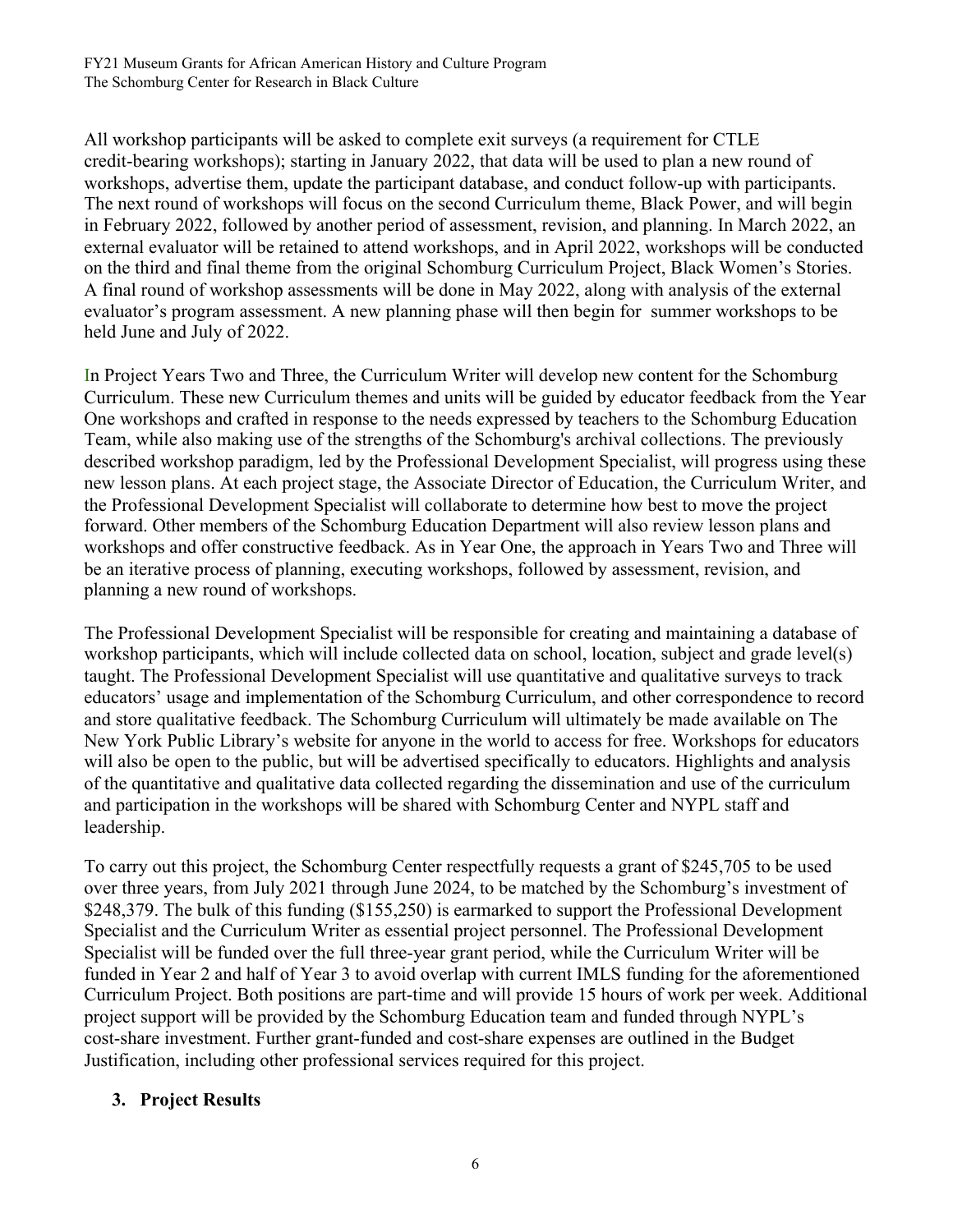All workshop participants will be asked to complete exit surveys (a requirement for CTLE credit-bearing workshops); starting in January 2022, that data will be used to plan a new round of workshops, advertise them, update the participant database, and conduct follow-up with participants. The next round of workshops will focus on the second Curriculum theme, Black Power, and will begin in February 2022, followed by another period of assessment, revision, and planning. In March 2022, an external evaluator will be retained to attend workshops, and in April 2022, workshops will be conducted on the third and final theme from the original Schomburg Curriculum Project, Black Women's Stories. A final round of workshop assessments will be done in May 2022, along with analysis of the external evaluator's program assessment. A new planning phase will then begin for summer workshops to be held June and July of 2022.

In Project Years Two and Three, the Curriculum Writer will develop new content for the Schomburg Curriculum. These new Curriculum themes and units will be guided by educator feedback from the Year One workshops and crafted in response to the needs expressed by teachers to the Schomburg Education Team, while also making use of the strengths of the Schomburg's archival collections. The previously described workshop paradigm, led by the Professional Development Specialist, will progress using these new lesson plans. At each project stage, the Associate Director of Education, the Curriculum Writer, and the Professional Development Specialist will collaborate to determine how best to move the project forward. Other members of the Schomburg Education Department will also review lesson plans and workshops and offer constructive feedback. As in Year One, the approach in Years Two and Three will be an iterative process of planning, executing workshops, followed by assessment, revision, and planning a new round of workshops.

The Professional Development Specialist will be responsible for creating and maintaining a database of workshop participants, which will include collected data on school, location, subject and grade level(s) taught. The Professional Development Specialist will use quantitative and qualitative surveys to track educators' usage and implementation of the Schomburg Curriculum, and other correspondence to record and store qualitative feedback. The Schomburg Curriculum will ultimately be made available on The New York Public Library's website for anyone in the world to access for free. Workshops for educators will also be open to the public, but will be advertised specifically to educators. Highlights and analysis of the quantitative and qualitative data collected regarding the dissemination and use of the curriculum and participation in the workshops will be shared with Schomburg Center and NYPL staff and leadership.

To carry out this project, the Schomburg Center respectfully requests a grant of $245,705 to be used over three years, from July 2021 through June 2024, to be matched by the Schomburg's investment of $248,379. The bulk of this funding ($155,250) is earmarked to support the Professional Development Specialist and the Curriculum Writer as essential project personnel. The Professional Development Specialist will be funded over the full three-year grant period, while the Curriculum Writer will be funded in Year 2 and half of Year 3 to avoid overlap with current IMLS funding for the aforementioned Curriculum Project. Both positions are part-time and will provide 15 hours of work per week. Additional project support will be provided by the Schomburg Education team and funded through NYPL's cost-share investment. Further grant-funded and cost-share expenses are outlined in the Budget Justification, including other professional services required for this project.

### 3. Project Results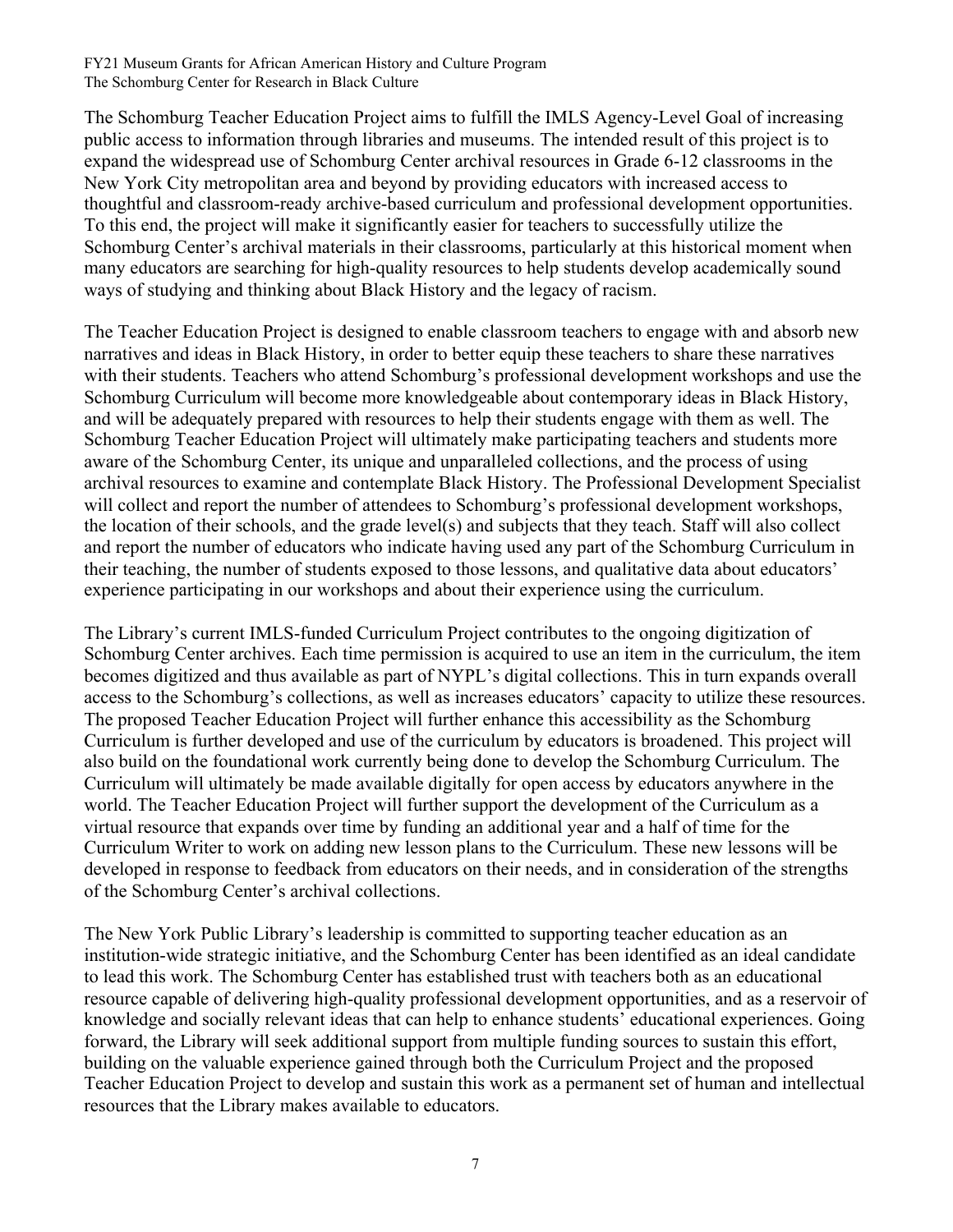The Schomburg Teacher Education Project aims to fulfill the IMLS Agency-Level Goal of increasing public access to information through libraries and museums. The intended result of this project is to expand the widespread use of Schomburg Center archival resources in Grade 6-12 classrooms in the New York City metropolitan area and beyond by providing educators with increased access to thoughtful and classroom-ready archive-based curriculum and professional development opportunities. To this end, the project will make it significantly easier for teachers to successfully utilize the Schomburg Center's archival materials in their classrooms, particularly at this historical moment when many educators are searching for high-quality resources to help students develop academically sound ways of studying and thinking about Black History and the legacy of racism.

The Teacher Education Project is designed to enable classroom teachers to engage with and absorb new narratives and ideas in Black History, in order to better equip these teachers to share these narratives with their students. Teachers who attend Schomburg's professional development workshops and use the Schomburg Curriculum will become more knowledgeable about contemporary ideas in Black History, and will be adequately prepared with resources to help their students engage with them as well. The Schomburg Teacher Education Project will ultimately make participating teachers and students more aware of the Schomburg Center, its unique and unparalleled collections, and the process of using archival resources to examine and contemplate Black History. The Professional Development Specialist will collect and report the number of attendees to Schomburg's professional development workshops, the location of their schools, and the grade level(s) and subjects that they teach. Staff will also collect and report the number of educators who indicate having used any part of the Schomburg Curriculum in their teaching, the number of students exposed to those lessons, and qualitative data about educators' experience participating in our workshops and about their experience using the curriculum.

The Library's current IMLS-funded Curriculum Project contributes to the ongoing digitization of Schomburg Center archives. Each time permission is acquired to use an item in the curriculum, the item becomes digitized and thus available as part of NYPL's digital collections. This in turn expands overall access to the Schomburg's collections, as well as increases educators' capacity to utilize these resources. The proposed Teacher Education Project will further enhance this accessibility as the Schomburg Curriculum is further developed and use of the curriculum by educators is broadened. This project will also build on the foundational work currently being done to develop the Schomburg Curriculum. The Curriculum will ultimately be made available digitally for open access by educators anywhere in the world. The Teacher Education Project will further support the development of the Curriculum as a virtual resource that expands over time by funding an additional year and a half of time for the Curriculum Writer to work on adding new lesson plans to the Curriculum. These new lessons will be developed in response to feedback from educators on their needs, and in consideration of the strengths of the Schomburg Center's archival collections.

The New York Public Library's leadership is committed to supporting teacher education as an institution-wide strategic initiative, and the Schomburg Center has been identified as an ideal candidate to lead this work. The Schomburg Center has established trust with teachers both as an educational resource capable of delivering high-quality professional development opportunities, and as a reservoir of knowledge and socially relevant ideas that can help to enhance students' educational experiences. Going forward, the Library will seek additional support from multiple funding sources to sustain this effort, building on the valuable experience gained through both the Curriculum Project and the proposed Teacher Education Project to develop and sustain this work as a permanent set of human and intellectual resources that the Library makes available to educators.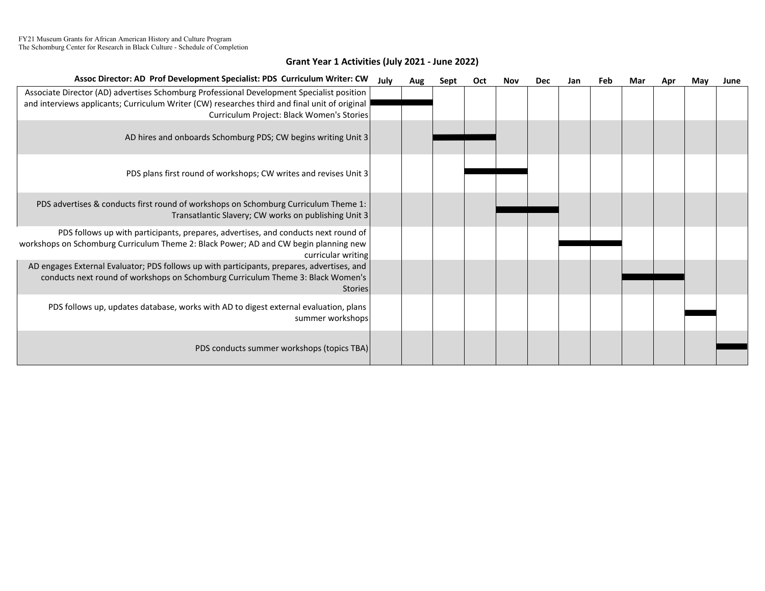FY21 Museum Grants for African American History and Culture Program
The Schomburg Center for Research in Black Culture - Schedule of Completion

## Grant Year 1 Activities (July 2021 - June 2022)

| Assoc Director: AD Prof Development Specialist: PDS Curriculum Writer: CW | July | Aug | Sept | Oct | Nov | Dec | Jan | Feb | Mar | Apr | May | June |
|---|---|---|---|---|---|---|---|---|---|---|---|---|
| Associate Director (AD) advertises Schomburg Professional Development Specialist position and interviews applicants; Curriculum Writer (CW) researches third and final unit of original Curriculum Project: Black Women's Stories | X | X | | | | | | | | | | |
| AD hires and onboards Schomburg PDS; CW begins writing Unit 3 | | | X | X | | | | | | | | |
| PDS plans first round of workshops; CW writes and revises Unit 3 | | | | X | X | | | | | | | |
| PDS advertises & conducts first round of workshops on Schomburg Curriculum Theme 1: Transatlantic Slavery; CW works on publishing Unit 3 | | | | | X | X | | | | | | |
| PDS follows up with participants, prepares, advertises, and conducts next round of workshops on Schomburg Curriculum Theme 2: Black Power; AD and CW begin planning new curricular writing | | | | | | | X | X | | | | |
| AD engages External Evaluator; PDS follows up with participants, prepares, advertises, and conducts next round of workshops on Schomburg Curriculum Theme 3: Black Women's Stories | | | | | | | | | X | X | | |
| PDS follows up, updates database, works with AD to digest external evaluation, plans summer workshops | | | | | | | | | | | X | |
| PDS conducts summer workshops (topics TBA) | | | | | | | | | | | | X |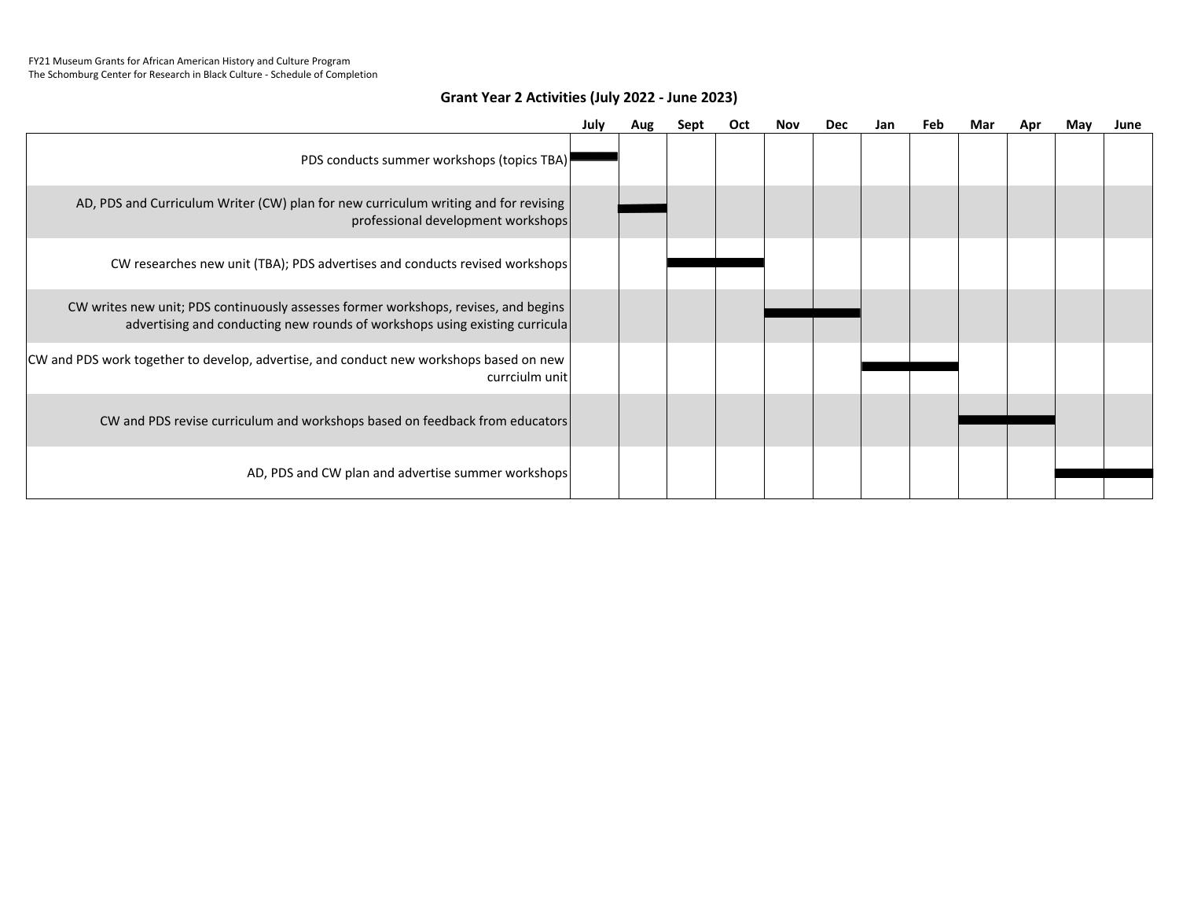FY21 Museum Grants for African American History and Culture Program
The Schomburg Center for Research in Black Culture - Schedule of Completion

## Grant Year 2 Activities (July 2022 - June 2023)

| | July | Aug | Sept | Oct | Nov | Dec | Jan | Feb | Mar | Apr | May | June |
|---|---|---|---|---|---|---|---|---|---|---|---|---|
| PDS conducts summer workshops (topics TBA) | ■ | | | | | | | | | | | |
| AD, PDS and Curriculum Writer (CW) plan for new curriculum writing and for revising professional development workshops | | ■ | | | | | | | | | | |
| CW researches new unit (TBA); PDS advertises and conducts revised workshops | | | ■ | ■ | | | | | | | | |
| CW writes new unit; PDS continuously assesses former workshops, revises, and begins advertising and conducting new rounds of workshops using existing curricula | | | | | ■ | ■ | | | | | | |
| CW and PDS work together to develop, advertise, and conduct new workshops based on new currciulm unit | | | | | | | ■ | ■ | | | | |
| CW and PDS revise curriculum and workshops based on feedback from educators | | | | | | | | | ■ | ■ | | |
| AD, PDS and CW plan and advertise summer workshops | | | | | | | | | | | ■ | ■ |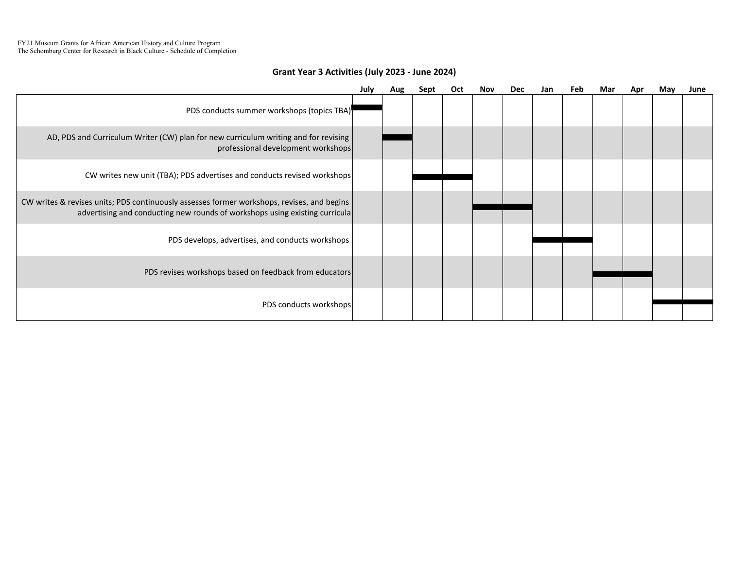FY21 Museum Grants for African American History and Culture Program
The Schomburg Center for Research in Black Culture - Schedule of Completion

## Grant Year 3 Activities (July 2023 - June 2024)

| | July | Aug | Sept | Oct | Nov | Dec | Jan | Feb | Mar | Apr | May | June |
|---|---|---|---|---|---|---|---|---|---|---|---|---|
| PDS conducts summer workshops (topics TBA) | ■ | | | | | | | | | | | |
| AD, PDS and Curriculum Writer (CW) plan for new curriculum writing and for revising professional development workshops | | ■ | | | | | | | | | | |
| CW writes new unit (TBA); PDS advertises and conducts revised workshops | | | ■ | ■ | | | | | | | | |
| CW writes & revises units; PDS continuously assesses former workshops, revises, and begins advertising and conducting new rounds of workshops using existing curricula | | | | | ■ | ■ | | | | | | |
| PDS develops, advertises, and conducts workshops | | | | | | | ■ | ■ | | | | |
| PDS revises workshops based on feedback from educators | | | | | | | | | ■ | ■ | | |
| PDS conducts workshops | | | | | | | | | | | ■ | ■ |